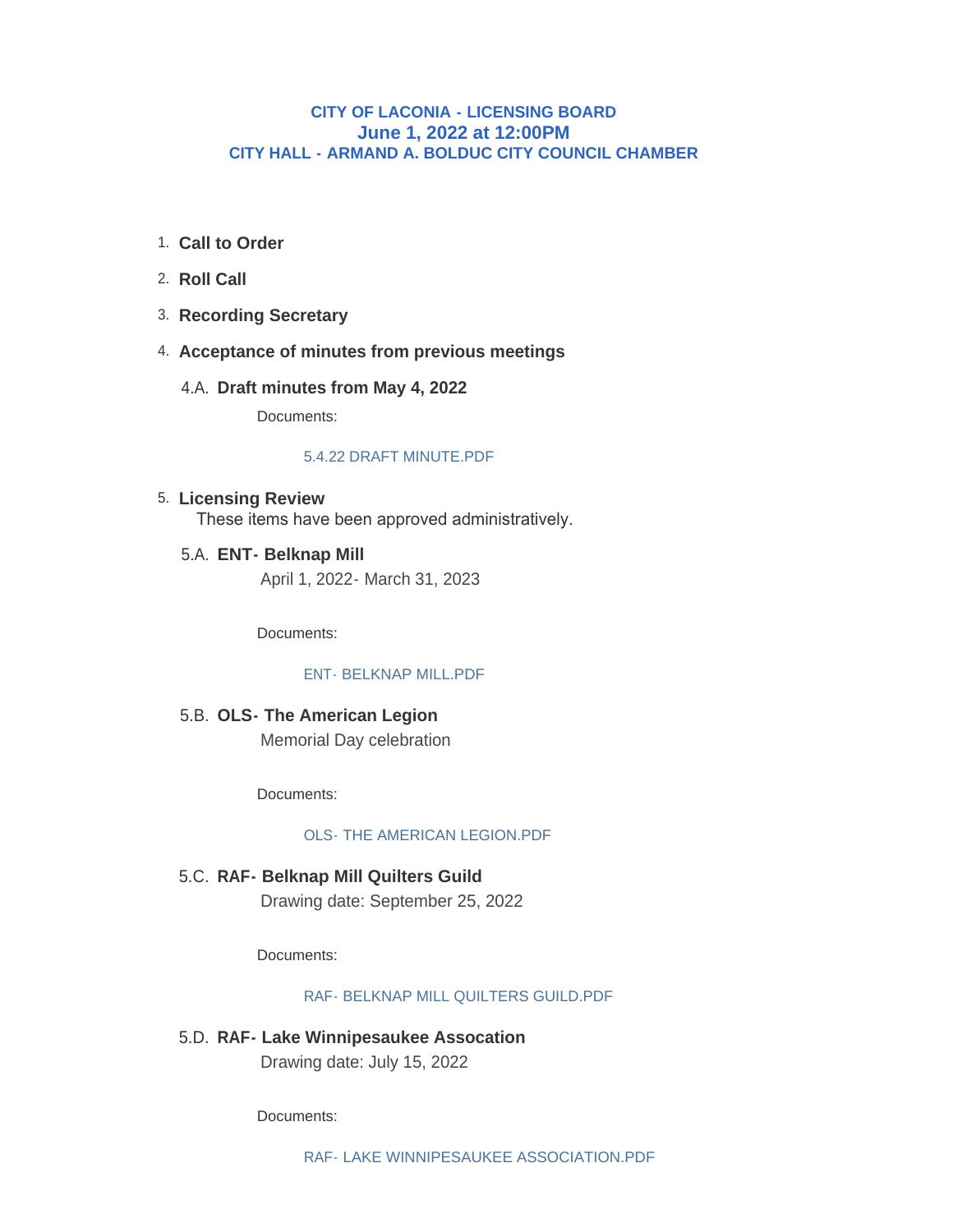# CITY OF LACONIA - LICENSING BOARD
## June 1, 2022 at 12:00PM
### CITY HALL - ARMAND A. BOLDUC CITY COUNCIL CHAMBER

1. **Call to Order**
2. **Roll Call**
3. **Recording Secretary**
4. **Acceptance of minutes from previous meetings**

   4.A. **Draft minutes from May 4, 2022**

   Documents:

   5.4.22 DRAFT MINUTE.PDF

5. **Licensing Review**
   These items have been approved administratively.

   5.A. **ENT- Belknap Mill**
   April 1, 2022- March 31, 2023

   Documents:

   ENT- BELKNAP MILL.PDF

   5.B. **OLS- The American Legion**
   Memorial Day celebration

   Documents:

   OLS- THE AMERICAN LEGION.PDF

   5.C. **RAF- Belknap Mill Quilters Guild**
   Drawing date: September 25, 2022

   Documents:

   RAF- BELKNAP MILL QUILTERS GUILD.PDF

   5.D. **RAF- Lake Winnipesaukee Assocation**
   Drawing date: July 15, 2022

   Documents:

   RAF- LAKE WINNIPESAUKEE ASSOCIATION.PDF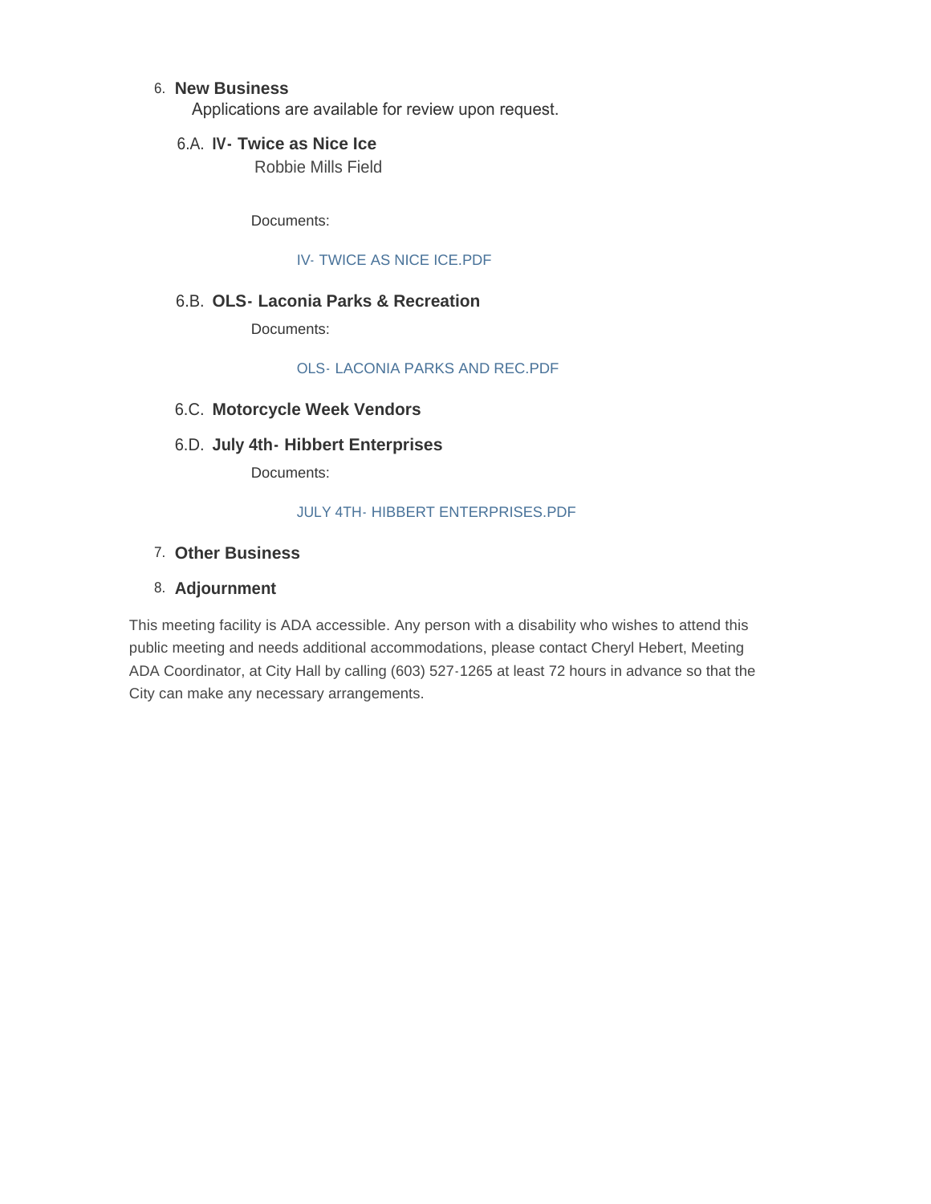6. **New Business**

   Applications are available for review upon request.

   6.A. **IV- Twice as Nice Ice**

   Robbie Mills Field

   Documents:

   IV- TWICE AS NICE ICE.PDF

   6.B. **OLS- Laconia Parks & Recreation**

   Documents:

   OLS- LACONIA PARKS AND REC.PDF

   6.C. **Motorcycle Week Vendors**

   6.D. **July 4th- Hibbert Enterprises**

   Documents:

   JULY 4TH- HIBBERT ENTERPRISES.PDF

7. **Other Business**

8. **Adjournment**

This meeting facility is ADA accessible. Any person with a disability who wishes to attend this public meeting and needs additional accommodations, please contact Cheryl Hebert, Meeting ADA Coordinator, at City Hall by calling (603) 527-1265 at least 72 hours in advance so that the City can make any necessary arrangements.